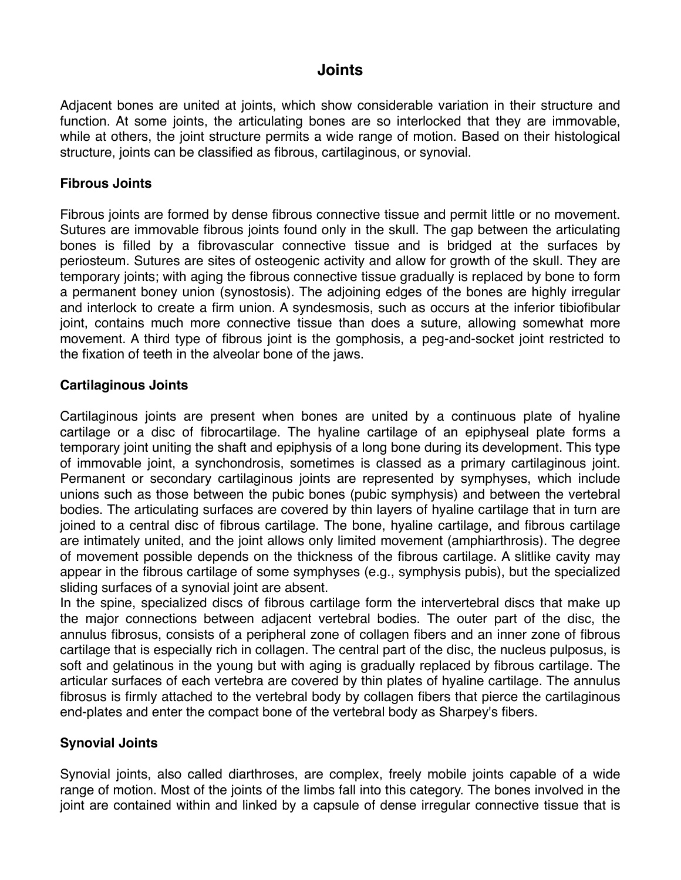# Joints

Adjacent bones are united at joints, which show considerable variation in their structure and function. At some joints, the articulating bones are so interlocked that they are immovable, while at others, the joint structure permits a wide range of motion. Based on their histological structure, joints can be classified as fibrous, cartilaginous, or synovial.

### Fibrous Joints

Fibrous joints are formed by dense fibrous connective tissue and permit little or no movement. Sutures are immovable fibrous joints found only in the skull. The gap between the articulating bones is filled by a fibrovascular connective tissue and is bridged at the surfaces by periosteum. Sutures are sites of osteogenic activity and allow for growth of the skull. They are temporary joints; with aging the fibrous connective tissue gradually is replaced by bone to form a permanent boney union (synostosis). The adjoining edges of the bones are highly irregular and interlock to create a firm union. A syndesmosis, such as occurs at the inferior tibiofibular joint, contains much more connective tissue than does a suture, allowing somewhat more movement. A third type of fibrous joint is the gomphosis, a peg-and-socket joint restricted to the fixation of teeth in the alveolar bone of the jaws.

### Cartilaginous Joints

Cartilaginous joints are present when bones are united by a continuous plate of hyaline cartilage or a disc of fibrocartilage. The hyaline cartilage of an epiphyseal plate forms a temporary joint uniting the shaft and epiphysis of a long bone during its development. This type of immovable joint, a synchondrosis, sometimes is classed as a primary cartilaginous joint. Permanent or secondary cartilaginous joints are represented by symphyses, which include unions such as those between the pubic bones (pubic symphysis) and between the vertebral bodies. The articulating surfaces are covered by thin layers of hyaline cartilage that in turn are joined to a central disc of fibrous cartilage. The bone, hyaline cartilage, and fibrous cartilage are intimately united, and the joint allows only limited movement (amphiarthrosis). The degree of movement possible depends on the thickness of the fibrous cartilage. A slitlike cavity may appear in the fibrous cartilage of some symphyses (e.g., symphysis pubis), but the specialized sliding surfaces of a synovial joint are absent.

In the spine, specialized discs of fibrous cartilage form the intervertebral discs that make up the major connections between adjacent vertebral bodies. The outer part of the disc, the annulus fibrosus, consists of a peripheral zone of collagen fibers and an inner zone of fibrous cartilage that is especially rich in collagen. The central part of the disc, the nucleus pulposus, is soft and gelatinous in the young but with aging is gradually replaced by fibrous cartilage. The articular surfaces of each vertebra are covered by thin plates of hyaline cartilage. The annulus fibrosus is firmly attached to the vertebral body by collagen fibers that pierce the cartilaginous end-plates and enter the compact bone of the vertebral body as Sharpey's fibers.

### Synovial Joints

Synovial joints, also called diarthroses, are complex, freely mobile joints capable of a wide range of motion. Most of the joints of the limbs fall into this category. The bones involved in the joint are contained within and linked by a capsule of dense irregular connective tissue that is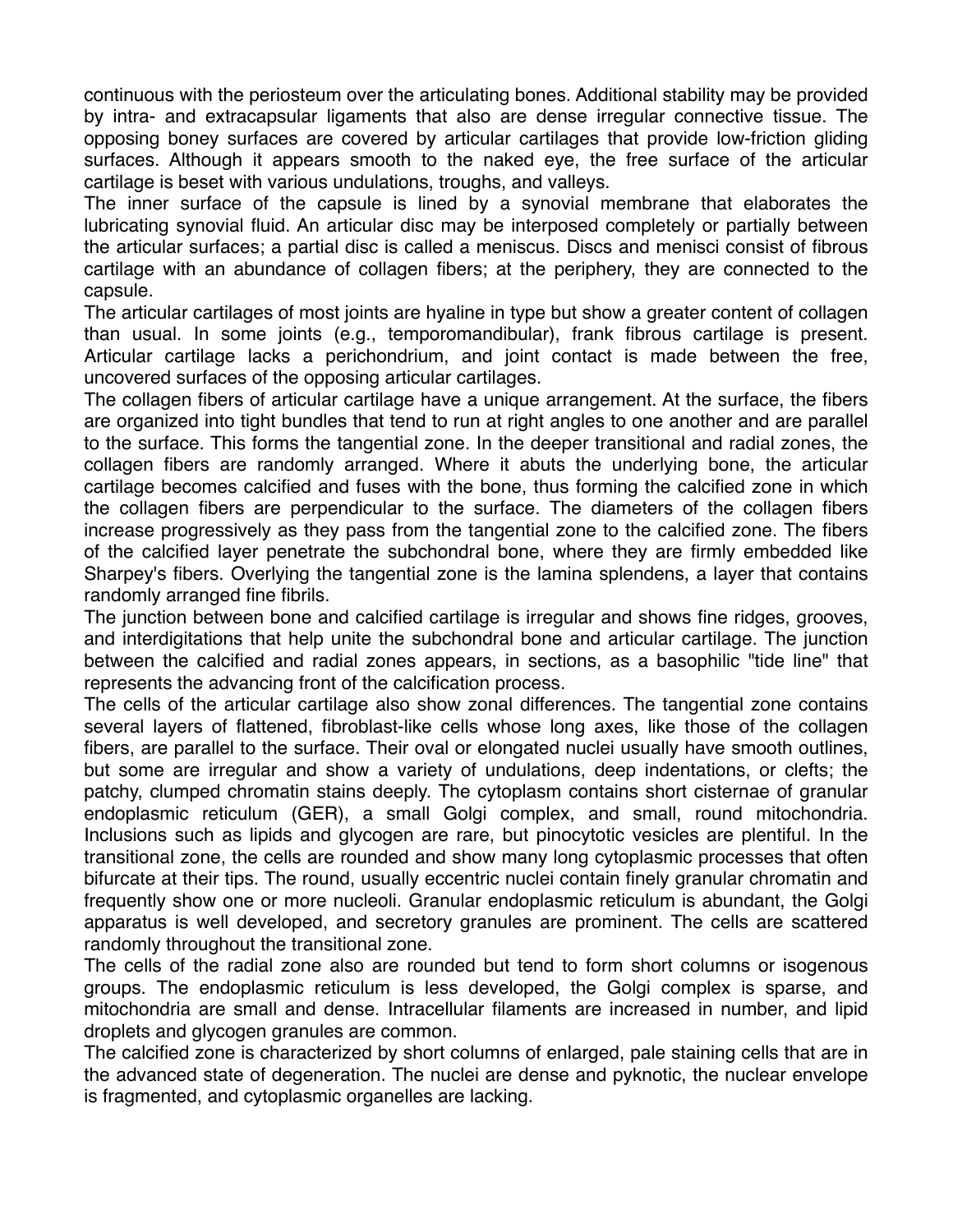continuous with the periosteum over the articulating bones. Additional stability may be provided by intra- and extracapsular ligaments that also are dense irregular connective tissue. The opposing boney surfaces are covered by articular cartilages that provide low-friction gliding surfaces. Although it appears smooth to the naked eye, the free surface of the articular cartilage is beset with various undulations, troughs, and valleys.

The inner surface of the capsule is lined by a synovial membrane that elaborates the lubricating synovial fluid. An articular disc may be interposed completely or partially between the articular surfaces; a partial disc is called a meniscus. Discs and menisci consist of fibrous cartilage with an abundance of collagen fibers; at the periphery, they are connected to the capsule.

The articular cartilages of most joints are hyaline in type but show a greater content of collagen than usual. In some joints (e.g., temporomandibular), frank fibrous cartilage is present. Articular cartilage lacks a perichondrium, and joint contact is made between the free, uncovered surfaces of the opposing articular cartilages.

The collagen fibers of articular cartilage have a unique arrangement. At the surface, the fibers are organized into tight bundles that tend to run at right angles to one another and are parallel to the surface. This forms the tangential zone. In the deeper transitional and radial zones, the collagen fibers are randomly arranged. Where it abuts the underlying bone, the articular cartilage becomes calcified and fuses with the bone, thus forming the calcified zone in which the collagen fibers are perpendicular to the surface. The diameters of the collagen fibers increase progressively as they pass from the tangential zone to the calcified zone. The fibers of the calcified layer penetrate the subchondral bone, where they are firmly embedded like Sharpey's fibers. Overlying the tangential zone is the lamina splendens, a layer that contains randomly arranged fine fibrils.

The junction between bone and calcified cartilage is irregular and shows fine ridges, grooves, and interdigitations that help unite the subchondral bone and articular cartilage. The junction between the calcified and radial zones appears, in sections, as a basophilic "tide line" that represents the advancing front of the calcification process.

The cells of the articular cartilage also show zonal differences. The tangential zone contains several layers of flattened, fibroblast-like cells whose long axes, like those of the collagen fibers, are parallel to the surface. Their oval or elongated nuclei usually have smooth outlines, but some are irregular and show a variety of undulations, deep indentations, or clefts; the patchy, clumped chromatin stains deeply. The cytoplasm contains short cisternae of granular endoplasmic reticulum (GER), a small Golgi complex, and small, round mitochondria. Inclusions such as lipids and glycogen are rare, but pinocytotic vesicles are plentiful. In the transitional zone, the cells are rounded and show many long cytoplasmic processes that often bifurcate at their tips. The round, usually eccentric nuclei contain finely granular chromatin and frequently show one or more nucleoli. Granular endoplasmic reticulum is abundant, the Golgi apparatus is well developed, and secretory granules are prominent. The cells are scattered randomly throughout the transitional zone.

The cells of the radial zone also are rounded but tend to form short columns or isogenous groups. The endoplasmic reticulum is less developed, the Golgi complex is sparse, and mitochondria are small and dense. Intracellular filaments are increased in number, and lipid droplets and glycogen granules are common.

The calcified zone is characterized by short columns of enlarged, pale staining cells that are in the advanced state of degeneration. The nuclei are dense and pyknotic, the nuclear envelope is fragmented, and cytoplasmic organelles are lacking.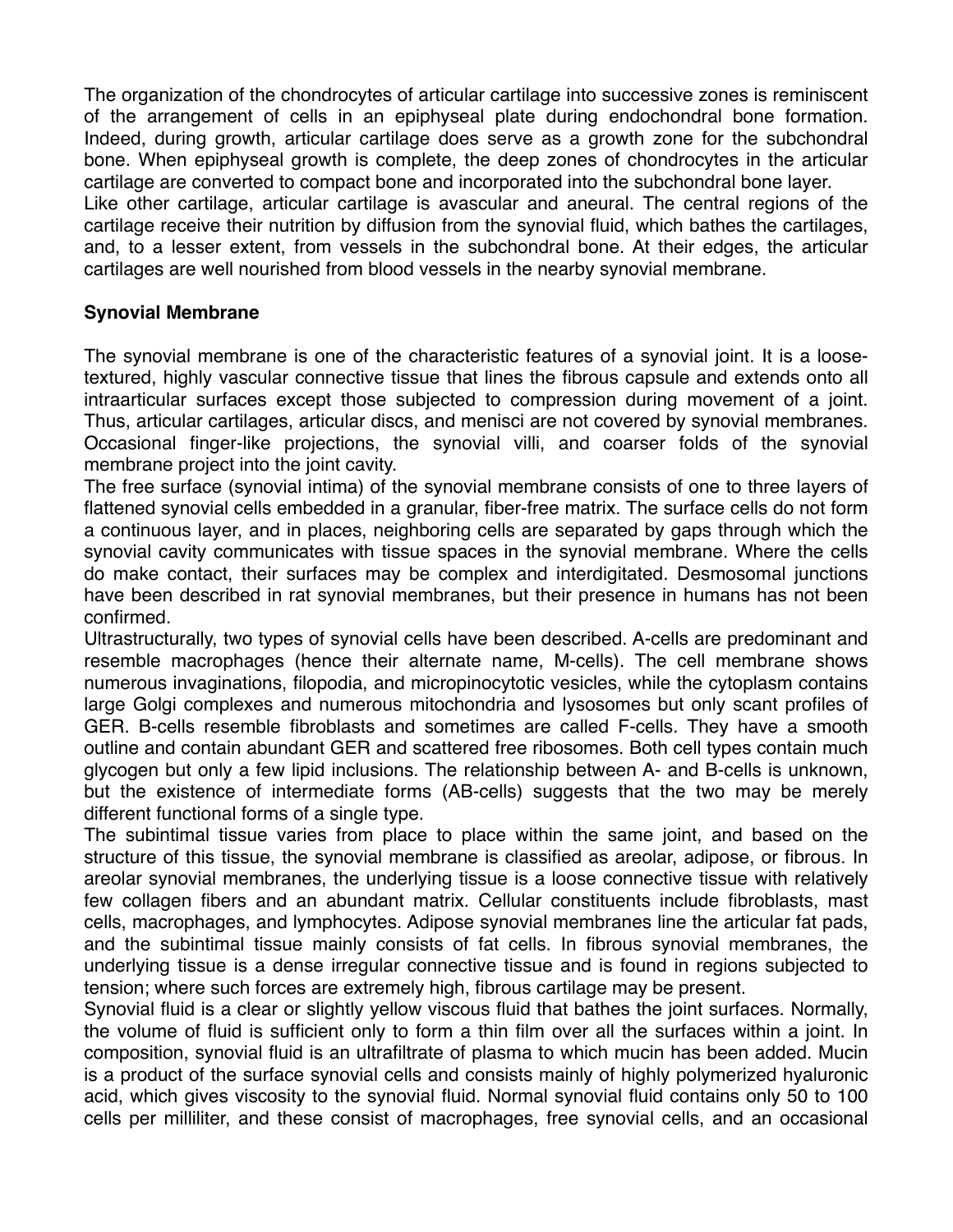The organization of the chondrocytes of articular cartilage into successive zones is reminiscent of the arrangement of cells in an epiphyseal plate during endochondral bone formation. Indeed, during growth, articular cartilage does serve as a growth zone for the subchondral bone. When epiphyseal growth is complete, the deep zones of chondrocytes in the articular cartilage are converted to compact bone and incorporated into the subchondral bone layer.

Like other cartilage, articular cartilage is avascular and aneural. The central regions of the cartilage receive their nutrition by diffusion from the synovial fluid, which bathes the cartilages, and, to a lesser extent, from vessels in the subchondral bone. At their edges, the articular cartilages are well nourished from blood vessels in the nearby synovial membrane.

**Synovial Membrane**

The synovial membrane is one of the characteristic features of a synovial joint. It is a loose-textured, highly vascular connective tissue that lines the fibrous capsule and extends onto all intraarticular surfaces except those subjected to compression during movement of a joint. Thus, articular cartilages, articular discs, and menisci are not covered by synovial membranes. Occasional finger-like projections, the synovial villi, and coarser folds of the synovial membrane project into the joint cavity.

The free surface (synovial intima) of the synovial membrane consists of one to three layers of flattened synovial cells embedded in a granular, fiber-free matrix. The surface cells do not form a continuous layer, and in places, neighboring cells are separated by gaps through which the synovial cavity communicates with tissue spaces in the synovial membrane. Where the cells do make contact, their surfaces may be complex and interdigitated. Desmosomal junctions have been described in rat synovial membranes, but their presence in humans has not been confirmed.

Ultrastructurally, two types of synovial cells have been described. A-cells are predominant and resemble macrophages (hence their alternate name, M-cells). The cell membrane shows numerous invaginations, filopodia, and micropinocytotic vesicles, while the cytoplasm contains large Golgi complexes and numerous mitochondria and lysosomes but only scant profiles of GER. B-cells resemble fibroblasts and sometimes are called F-cells. They have a smooth outline and contain abundant GER and scattered free ribosomes. Both cell types contain much glycogen but only a few lipid inclusions. The relationship between A- and B-cells is unknown, but the existence of intermediate forms (AB-cells) suggests that the two may be merely different functional forms of a single type.

The subintimal tissue varies from place to place within the same joint, and based on the structure of this tissue, the synovial membrane is classified as areolar, adipose, or fibrous. In areolar synovial membranes, the underlying tissue is a loose connective tissue with relatively few collagen fibers and an abundant matrix. Cellular constituents include fibroblasts, mast cells, macrophages, and lymphocytes. Adipose synovial membranes line the articular fat pads, and the subintimal tissue mainly consists of fat cells. In fibrous synovial membranes, the underlying tissue is a dense irregular connective tissue and is found in regions subjected to tension; where such forces are extremely high, fibrous cartilage may be present.

Synovial fluid is a clear or slightly yellow viscous fluid that bathes the joint surfaces. Normally, the volume of fluid is sufficient only to form a thin film over all the surfaces within a joint. In composition, synovial fluid is an ultrafiltrate of plasma to which mucin has been added. Mucin is a product of the surface synovial cells and consists mainly of highly polymerized hyaluronic acid, which gives viscosity to the synovial fluid. Normal synovial fluid contains only 50 to 100 cells per milliliter, and these consist of macrophages, free synovial cells, and an occasional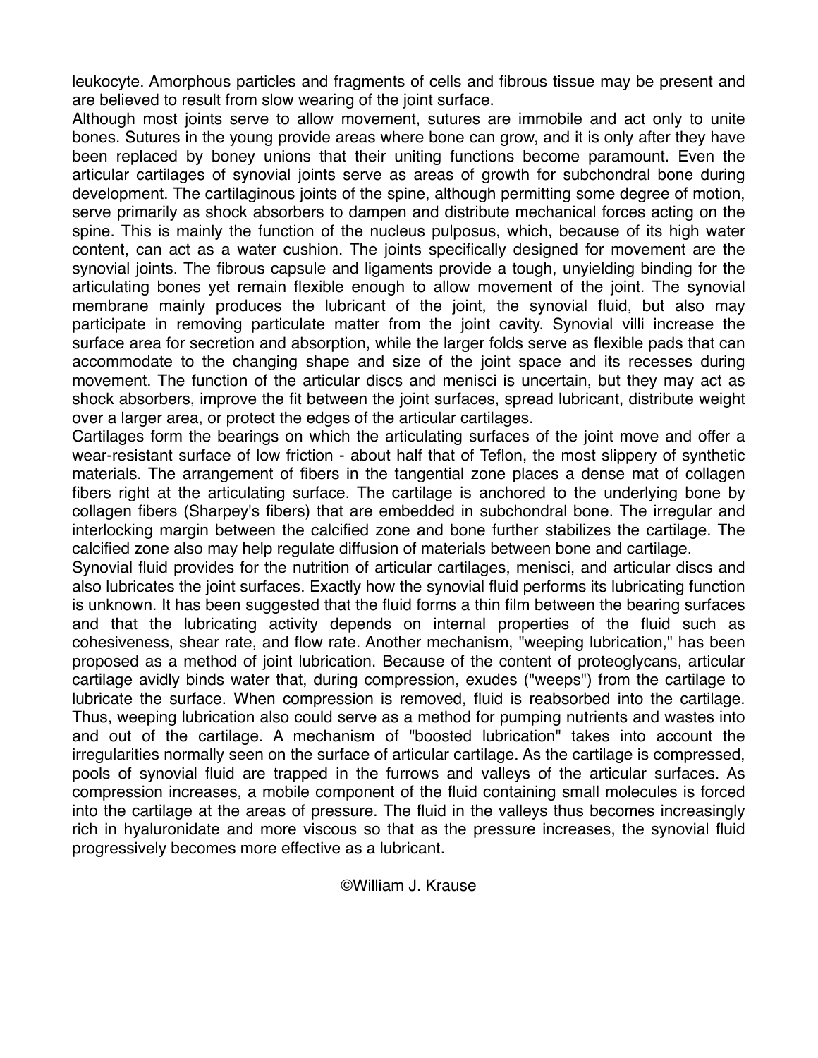leukocyte. Amorphous particles and fragments of cells and fibrous tissue may be present and are believed to result from slow wearing of the joint surface.

Although most joints serve to allow movement, sutures are immobile and act only to unite bones. Sutures in the young provide areas where bone can grow, and it is only after they have been replaced by boney unions that their uniting functions become paramount. Even the articular cartilages of synovial joints serve as areas of growth for subchondral bone during development. The cartilaginous joints of the spine, although permitting some degree of motion, serve primarily as shock absorbers to dampen and distribute mechanical forces acting on the spine. This is mainly the function of the nucleus pulposus, which, because of its high water content, can act as a water cushion. The joints specifically designed for movement are the synovial joints. The fibrous capsule and ligaments provide a tough, unyielding binding for the articulating bones yet remain flexible enough to allow movement of the joint. The synovial membrane mainly produces the lubricant of the joint, the synovial fluid, but also may participate in removing particulate matter from the joint cavity. Synovial villi increase the surface area for secretion and absorption, while the larger folds serve as flexible pads that can accommodate to the changing shape and size of the joint space and its recesses during movement. The function of the articular discs and menisci is uncertain, but they may act as shock absorbers, improve the fit between the joint surfaces, spread lubricant, distribute weight over a larger area, or protect the edges of the articular cartilages.

Cartilages form the bearings on which the articulating surfaces of the joint move and offer a wear-resistant surface of low friction - about half that of Teflon, the most slippery of synthetic materials. The arrangement of fibers in the tangential zone places a dense mat of collagen fibers right at the articulating surface. The cartilage is anchored to the underlying bone by collagen fibers (Sharpey's fibers) that are embedded in subchondral bone. The irregular and interlocking margin between the calcified zone and bone further stabilizes the cartilage. The calcified zone also may help regulate diffusion of materials between bone and cartilage.

Synovial fluid provides for the nutrition of articular cartilages, menisci, and articular discs and also lubricates the joint surfaces. Exactly how the synovial fluid performs its lubricating function is unknown. It has been suggested that the fluid forms a thin film between the bearing surfaces and that the lubricating activity depends on internal properties of the fluid such as cohesiveness, shear rate, and flow rate. Another mechanism, "weeping lubrication," has been proposed as a method of joint lubrication. Because of the content of proteoglycans, articular cartilage avidly binds water that, during compression, exudes ("weeps") from the cartilage to lubricate the surface. When compression is removed, fluid is reabsorbed into the cartilage. Thus, weeping lubrication also could serve as a method for pumping nutrients and wastes into and out of the cartilage. A mechanism of "boosted lubrication" takes into account the irregularities normally seen on the surface of articular cartilage. As the cartilage is compressed, pools of synovial fluid are trapped in the furrows and valleys of the articular surfaces. As compression increases, a mobile component of the fluid containing small molecules is forced into the cartilage at the areas of pressure. The fluid in the valleys thus becomes increasingly rich in hyaluronidate and more viscous so that as the pressure increases, the synovial fluid progressively becomes more effective as a lubricant.

©William J. Krause